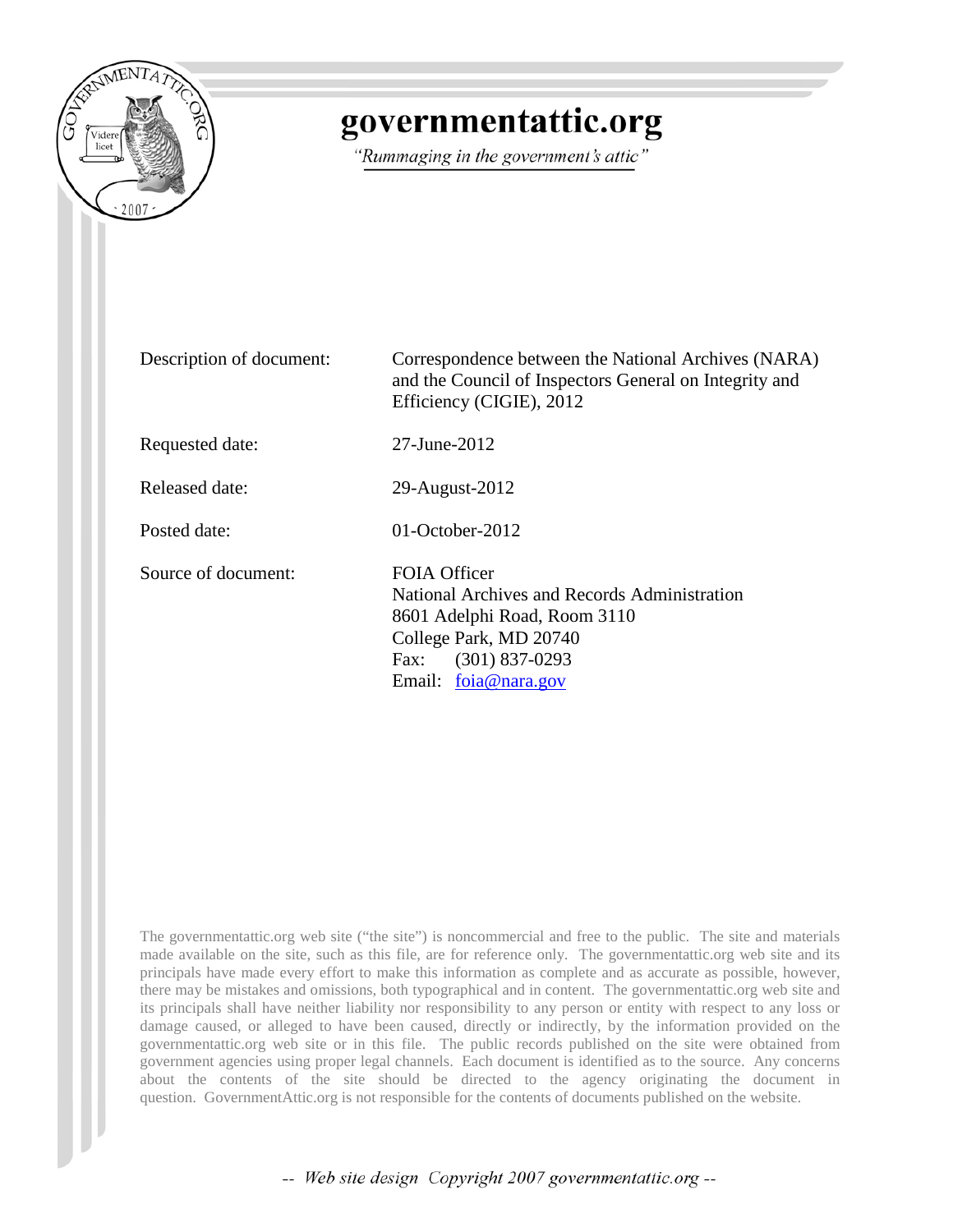# governmentattic.org

*"Rummaging in the government's attic"*

| | |
|---|---|
| Description of document: | Correspondence between the National Archives (NARA) and the Council of Inspectors General on Integrity and Efficiency (CIGIE), 2012 |
| Requested date: | 27-June-2012 |
| Released date: | 29-August-2012 |
| Posted date: | 01-October-2012 |
| Source of document: | FOIA Officer<br>National Archives and Records Administration<br>8601 Adelphi Road, Room 3110<br>College Park, MD 20740<br>Fax: (301) 837-0293<br>Email: foia@nara.gov |

The governmentattic.org web site ("the site") is noncommercial and free to the public. The site and materials made available on the site, such as this file, are for reference only. The governmentattic.org web site and its principals have made every effort to make this information as complete and as accurate as possible, however, there may be mistakes and omissions, both typographical and in content. The governmentattic.org web site and its principals shall have neither liability nor responsibility to any person or entity with respect to any loss or damage caused, or alleged to have been caused, directly or indirectly, by the information provided on the governmentattic.org web site or in this file. The public records published on the site were obtained from government agencies using proper legal channels. Each document is identified as to the source. Any concerns about the contents of the site should be directed to the agency originating the document in question. GovernmentAttic.org is not responsible for the contents of documents published on the website.

*-- Web site design Copyright 2007 governmentattic.org --*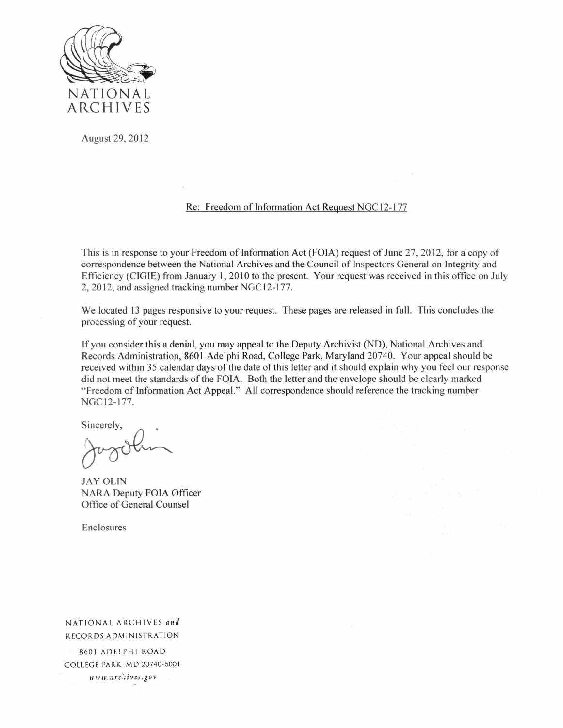NATIONAL ARCHIVES

August 29, 2012

Re: Freedom of Information Act Request NGC12-177

This is in response to your Freedom of Information Act (FOIA) request of June 27, 2012, for a copy of correspondence between the National Archives and the Council of Inspectors General on Integrity and Efficiency (CIGIE) from January 1, 2010 to the present. Your request was received in this office on July 2, 2012, and assigned tracking number NGC12-177.

We located 13 pages responsive to your request. These pages are released in full. This concludes the processing of your request.

If you consider this a denial, you may appeal to the Deputy Archivist (ND), National Archives and Records Administration, 8601 Adelphi Road, College Park, Maryland 20740. Your appeal should be received within 35 calendar days of the date of this letter and it should explain why you feel our response did not meet the standards of the FOIA. Both the letter and the envelope should be clearly marked "Freedom of Information Act Appeal." All correspondence should reference the tracking number NGC12-177.

Sincerely,

JAY OLIN
NARA Deputy FOIA Officer
Office of General Counsel

Enclosures

NATIONAL ARCHIVES *and*
RECORDS ADMINISTRATION
8601 ADELPHI ROAD
COLLEGE PARK, MD 20740-6001
*www.archives.gov*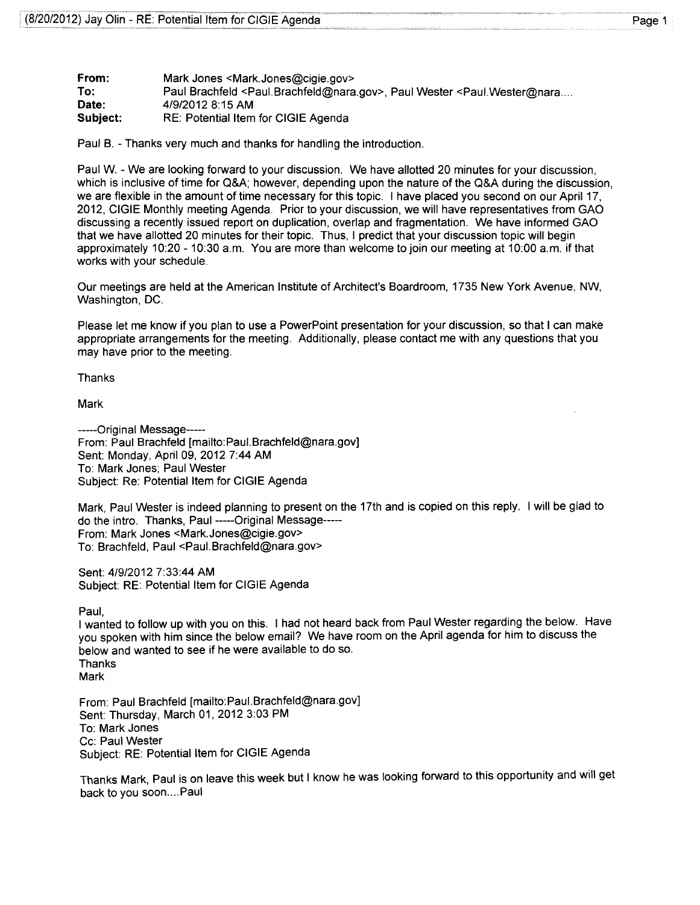**From:** Mark Jones <Mark.Jones@cigie.gov>
**To:** Paul Brachfeld <Paul.Brachfeld@nara.gov>, Paul Wester <Paul.Wester@nara....
**Date:** 4/9/2012 8:15 AM
**Subject:** RE: Potential Item for CIGIE Agenda

Paul B. - Thanks very much and thanks for handling the introduction.

Paul W. - We are looking forward to your discussion. We have allotted 20 minutes for your discussion, which is inclusive of time for Q&A; however, depending upon the nature of the Q&A during the discussion, we are flexible in the amount of time necessary for this topic. I have placed you second on our April 17, 2012, CIGIE Monthly meeting Agenda. Prior to your discussion, we will have representatives from GAO discussing a recently issued report on duplication, overlap and fragmentation. We have informed GAO that we have allotted 20 minutes for their topic. Thus, I predict that your discussion topic will begin approximately 10:20 - 10:30 a.m. You are more than welcome to join our meeting at 10:00 a.m. if that works with your schedule.

Our meetings are held at the American Institute of Architect's Boardroom, 1735 New York Avenue, NW, Washington, DC.

Please let me know if you plan to use a PowerPoint presentation for your discussion, so that I can make appropriate arrangements for the meeting. Additionally, please contact me with any questions that you may have prior to the meeting.

Thanks

Mark

-----Original Message-----
From: Paul Brachfeld [mailto:Paul.Brachfeld@nara.gov]
Sent: Monday, April 09, 2012 7:44 AM
To: Mark Jones; Paul Wester
Subject: Re: Potential Item for CIGIE Agenda

Mark, Paul Wester is indeed planning to present on the 17th and is copied on this reply. I will be glad to do the intro. Thanks, Paul -----Original Message-----
From: Mark Jones <Mark.Jones@cigie.gov>
To: Brachfeld, Paul <Paul.Brachfeld@nara.gov>

Sent: 4/9/2012 7:33:44 AM
Subject: RE: Potential Item for CIGIE Agenda

Paul,
I wanted to follow up with you on this. I had not heard back from Paul Wester regarding the below. Have you spoken with him since the below email? We have room on the April agenda for him to discuss the below and wanted to see if he were available to do so.
Thanks
Mark

From: Paul Brachfeld [mailto:Paul.Brachfeld@nara.gov]
Sent: Thursday, March 01, 2012 3:03 PM
To: Mark Jones
Cc: Paul Wester
Subject: RE: Potential Item for CIGIE Agenda

Thanks Mark, Paul is on leave this week but I know he was looking forward to this opportunity and will get back to you soon....Paul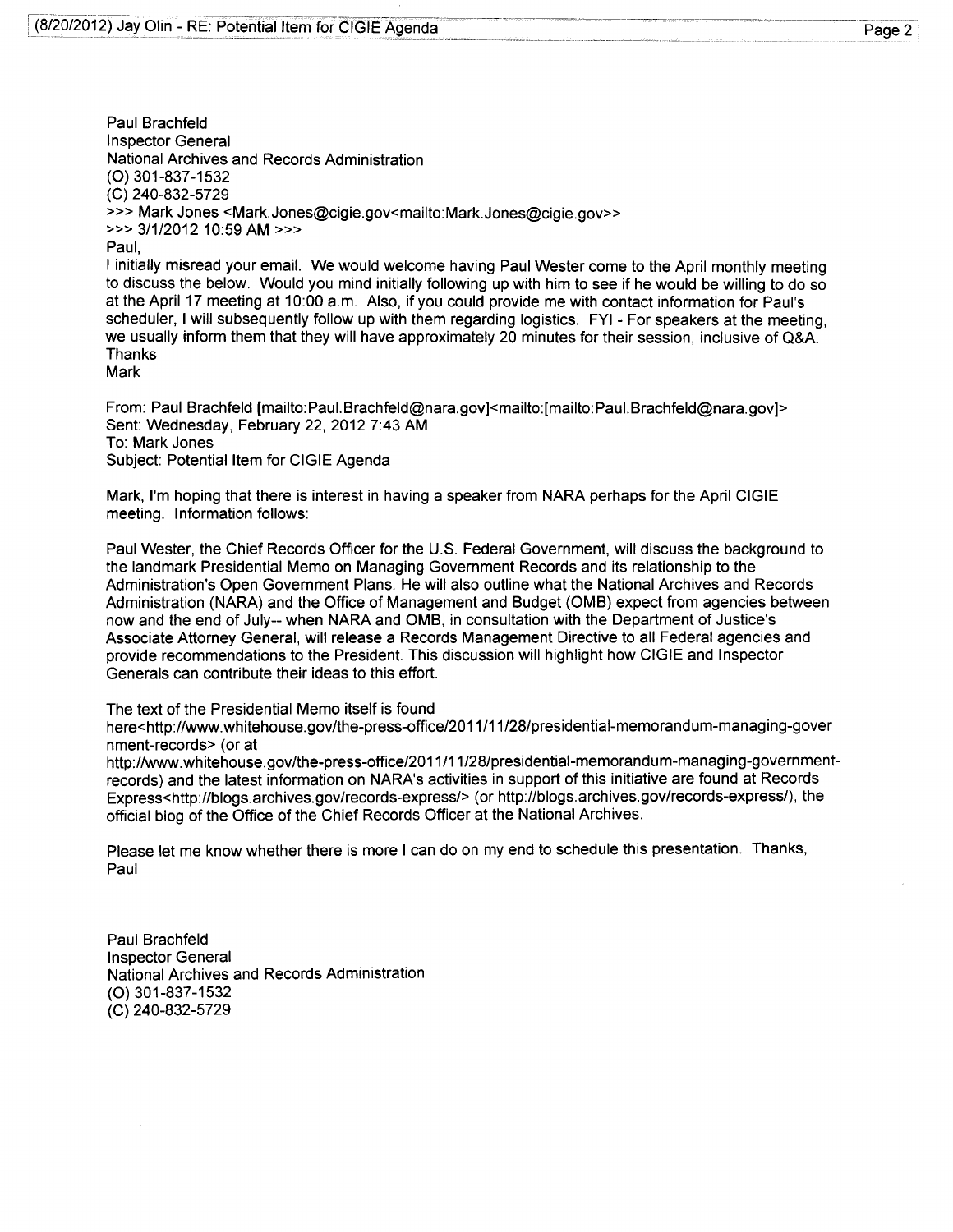Paul Brachfeld
Inspector General
National Archives and Records Administration
(O) 301-837-1532
(C) 240-832-5729
>>> Mark Jones <Mark.Jones@cigie.gov<mailto:Mark.Jones@cigie.gov>>
>>> 3/1/2012 10:59 AM >>>
Paul,
I initially misread your email. We would welcome having Paul Wester come to the April monthly meeting to discuss the below. Would you mind initially following up with him to see if he would be willing to do so at the April 17 meeting at 10:00 a.m. Also, if you could provide me with contact information for Paul's scheduler, I will subsequently follow up with them regarding logistics. FYI - For speakers at the meeting, we usually inform them that they will have approximately 20 minutes for their session, inclusive of Q&A.
Thanks
Mark

From: Paul Brachfeld [mailto:Paul.Brachfeld@nara.gov]<mailto:[mailto:Paul.Brachfeld@nara.gov]>
Sent: Wednesday, February 22, 2012 7:43 AM
To: Mark Jones
Subject: Potential Item for CIGIE Agenda

Mark, I'm hoping that there is interest in having a speaker from NARA perhaps for the April CIGIE meeting. Information follows:

Paul Wester, the Chief Records Officer for the U.S. Federal Government, will discuss the background to the landmark Presidential Memo on Managing Government Records and its relationship to the Administration's Open Government Plans. He will also outline what the National Archives and Records Administration (NARA) and the Office of Management and Budget (OMB) expect from agencies between now and the end of July-- when NARA and OMB, in consultation with the Department of Justice's Associate Attorney General, will release a Records Management Directive to all Federal agencies and provide recommendations to the President. This discussion will highlight how CIGIE and Inspector Generals can contribute their ideas to this effort.

The text of the Presidential Memo itself is found here<http://www.whitehouse.gov/the-press-office/2011/11/28/presidential-memorandum-managing-government-records> (or at http://www.whitehouse.gov/the-press-office/2011/11/28/presidential-memorandum-managing-government-records) and the latest information on NARA's activities in support of this initiative are found at Records Express<http://blogs.archives.gov/records-express/> (or http://blogs.archives.gov/records-express/), the official blog of the Office of the Chief Records Officer at the National Archives.

Please let me know whether there is more I can do on my end to schedule this presentation. Thanks,
Paul

Paul Brachfeld
Inspector General
National Archives and Records Administration
(O) 301-837-1532
(C) 240-832-5729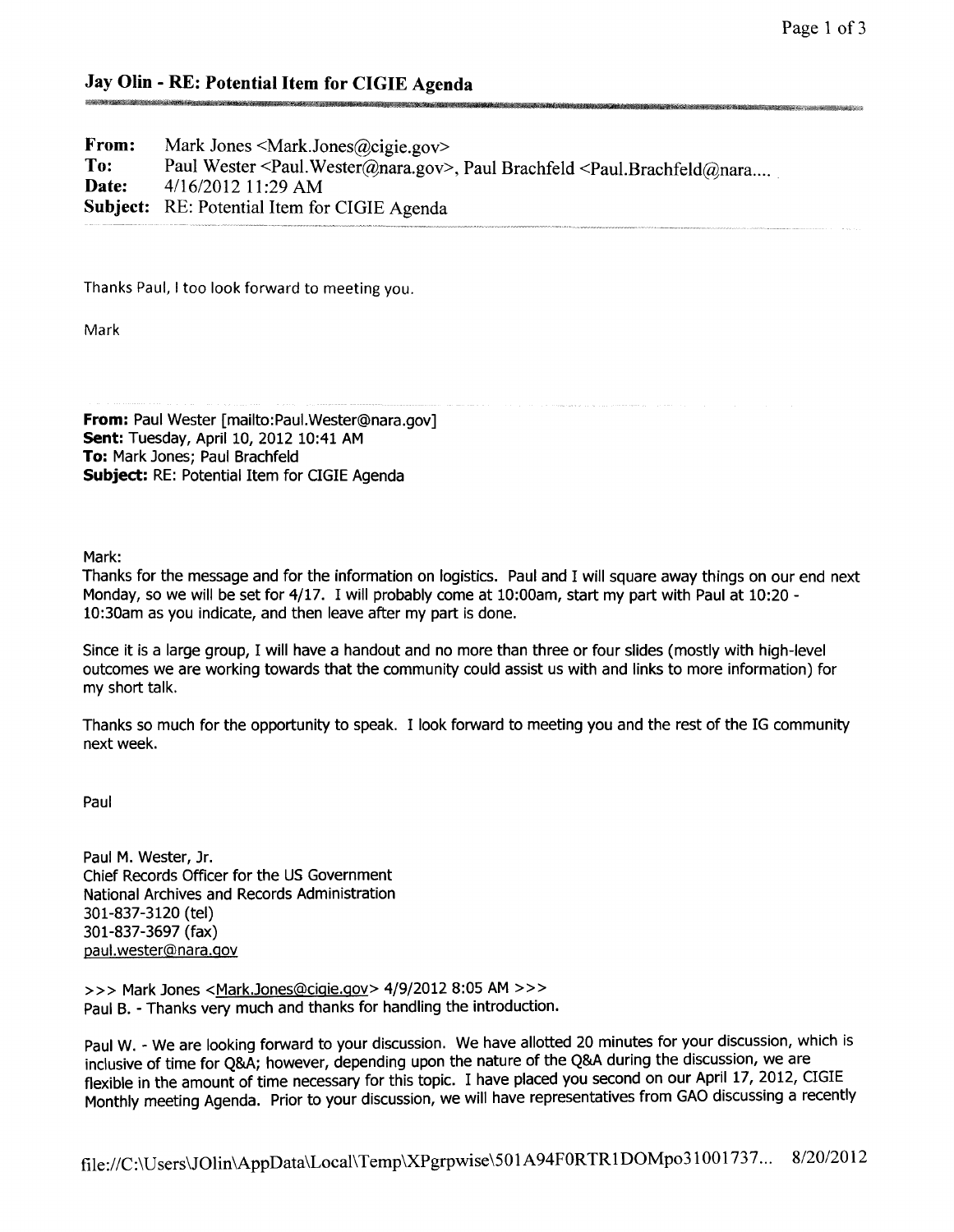## Jay Olin - RE: Potential Item for CIGIE Agenda

**From:** Mark Jones <Mark.Jones@cigie.gov>
**To:** Paul Wester <Paul.Wester@nara.gov>, Paul Brachfeld <Paul.Brachfeld@nara....
**Date:** 4/16/2012 11:29 AM
**Subject:** RE: Potential Item for CIGIE Agenda

Thanks Paul, I too look forward to meeting you.

Mark

**From:** Paul Wester [mailto:Paul.Wester@nara.gov]
**Sent:** Tuesday, April 10, 2012 10:41 AM
**To:** Mark Jones; Paul Brachfeld
**Subject:** RE: Potential Item for CIGIE Agenda

Mark:
Thanks for the message and for the information on logistics. Paul and I will square away things on our end next Monday, so we will be set for 4/17. I will probably come at 10:00am, start my part with Paul at 10:20 - 10:30am as you indicate, and then leave after my part is done.

Since it is a large group, I will have a handout and no more than three or four slides (mostly with high-level outcomes we are working towards that the community could assist us with and links to more information) for my short talk.

Thanks so much for the opportunity to speak. I look forward to meeting you and the rest of the IG community next week.

Paul

Paul M. Wester, Jr.
Chief Records Officer for the US Government
National Archives and Records Administration
301-837-3120 (tel)
301-837-3697 (fax)
paul.wester@nara.gov

>>> Mark Jones <Mark.Jones@cigie.gov> 4/9/2012 8:05 AM >>>
Paul B. - Thanks very much and thanks for handling the introduction.

Paul W. - We are looking forward to your discussion. We have allotted 20 minutes for your discussion, which is inclusive of time for Q&A; however, depending upon the nature of the Q&A during the discussion, we are flexible in the amount of time necessary for this topic. I have placed you second on our April 17, 2012, CIGIE Monthly meeting Agenda. Prior to your discussion, we will have representatives from GAO discussing a recently

file://C:\Users\JOlin\AppData\Local\Temp\XPgrpwise\501A94F0RTR1DOMpo31001737... 8/20/2012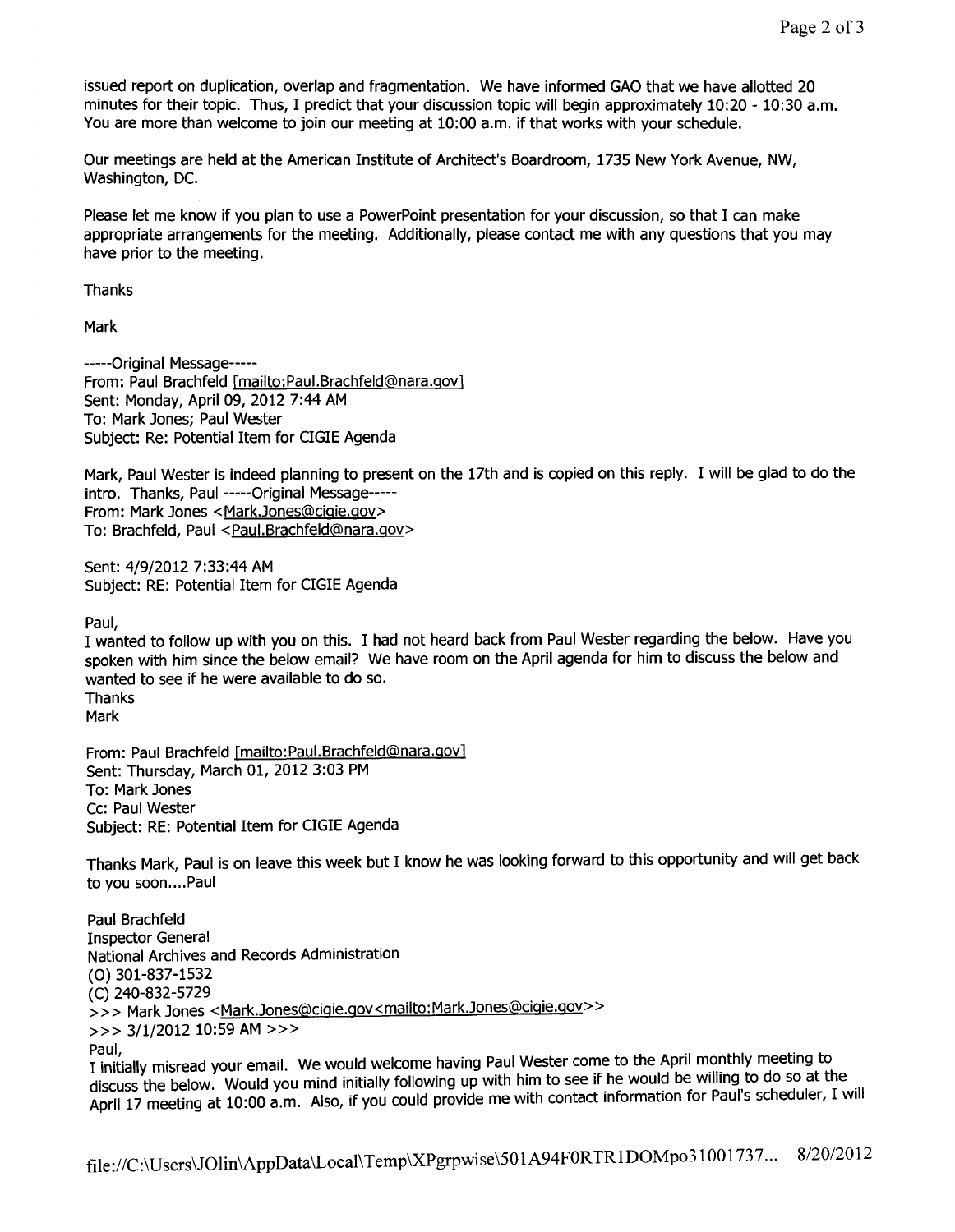issued report on duplication, overlap and fragmentation. We have informed GAO that we have allotted 20 minutes for their topic. Thus, I predict that your discussion topic will begin approximately 10:20 - 10:30 a.m. You are more than welcome to join our meeting at 10:00 a.m. if that works with your schedule.

Our meetings are held at the American Institute of Architect's Boardroom, 1735 New York Avenue, NW, Washington, DC.

Please let me know if you plan to use a PowerPoint presentation for your discussion, so that I can make appropriate arrangements for the meeting. Additionally, please contact me with any questions that you may have prior to the meeting.

Thanks

Mark

-----Original Message-----
From: Paul Brachfeld [mailto:Paul.Brachfeld@nara.gov]
Sent: Monday, April 09, 2012 7:44 AM
To: Mark Jones; Paul Wester
Subject: Re: Potential Item for CIGIE Agenda

Mark, Paul Wester is indeed planning to present on the 17th and is copied on this reply. I will be glad to do the intro. Thanks, Paul -----Original Message-----
From: Mark Jones <Mark.Jones@cigie.gov>
To: Brachfeld, Paul <Paul.Brachfeld@nara.gov>

Sent: 4/9/2012 7:33:44 AM
Subject: RE: Potential Item for CIGIE Agenda

Paul,
I wanted to follow up with you on this. I had not heard back from Paul Wester regarding the below. Have you spoken with him since the below email? We have room on the April agenda for him to discuss the below and wanted to see if he were available to do so.
Thanks
Mark

From: Paul Brachfeld [mailto:Paul.Brachfeld@nara.gov]
Sent: Thursday, March 01, 2012 3:03 PM
To: Mark Jones
Cc: Paul Wester
Subject: RE: Potential Item for CIGIE Agenda

Thanks Mark, Paul is on leave this week but I know he was looking forward to this opportunity and will get back to you soon....Paul

Paul Brachfeld
Inspector General
National Archives and Records Administration
(O) 301-837-1532
(C) 240-832-5729
>>> Mark Jones <Mark.Jones@cigie.gov<mailto:Mark.Jones@cigie.gov>>
>>> 3/1/2012 10:59 AM >>>
Paul,
I initially misread your email. We would welcome having Paul Wester come to the April monthly meeting to discuss the below. Would you mind initially following up with him to see if he would be willing to do so at the April 17 meeting at 10:00 a.m. Also, if you could provide me with contact information for Paul's scheduler, I will

file://C:\Users\JOlin\AppData\Local\Temp\XPgrpwise\501A94F0RTR1DOMpo31001737... 8/20/2012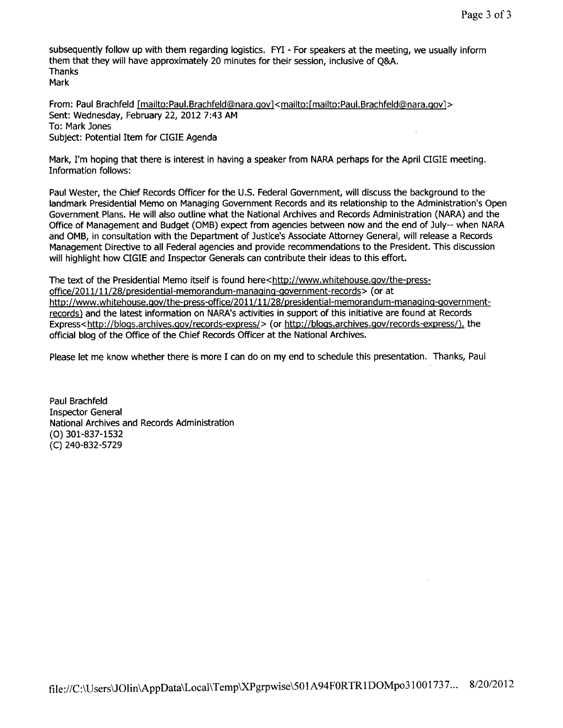subsequently follow up with them regarding logistics. FYI - For speakers at the meeting, we usually inform them that they will have approximately 20 minutes for their session, inclusive of Q&A.
Thanks
Mark

From: Paul Brachfeld [mailto:Paul.Brachfeld@nara.gov]<mailto:[mailto:Paul.Brachfeld@nara.gov]>
Sent: Wednesday, February 22, 2012 7:43 AM
To: Mark Jones
Subject: Potential Item for CIGIE Agenda

Mark, I'm hoping that there is interest in having a speaker from NARA perhaps for the April CIGIE meeting. Information follows:

Paul Wester, the Chief Records Officer for the U.S. Federal Government, will discuss the background to the landmark Presidential Memo on Managing Government Records and its relationship to the Administration's Open Government Plans. He will also outline what the National Archives and Records Administration (NARA) and the Office of Management and Budget (OMB) expect from agencies between now and the end of July-- when NARA and OMB, in consultation with the Department of Justice's Associate Attorney General, will release a Records Management Directive to all Federal agencies and provide recommendations to the President. This discussion will highlight how CIGIE and Inspector Generals can contribute their ideas to this effort.

The text of the Presidential Memo itself is found here<http://www.whitehouse.gov/the-press-office/2011/11/28/presidential-memorandum-managing-government-records> (or at http://www.whitehouse.gov/the-press-office/2011/11/28/presidential-memorandum-managing-government-records) and the latest information on NARA's activities in support of this initiative are found at Records Express<http://blogs.archives.gov/records-express/> (or http://blogs.archives.gov/records-express/), the official blog of the Office of the Chief Records Officer at the National Archives.

Please let me know whether there is more I can do on my end to schedule this presentation. Thanks, Paul

Paul Brachfeld
Inspector General
National Archives and Records Administration
(O) 301-837-1532
(C) 240-832-5729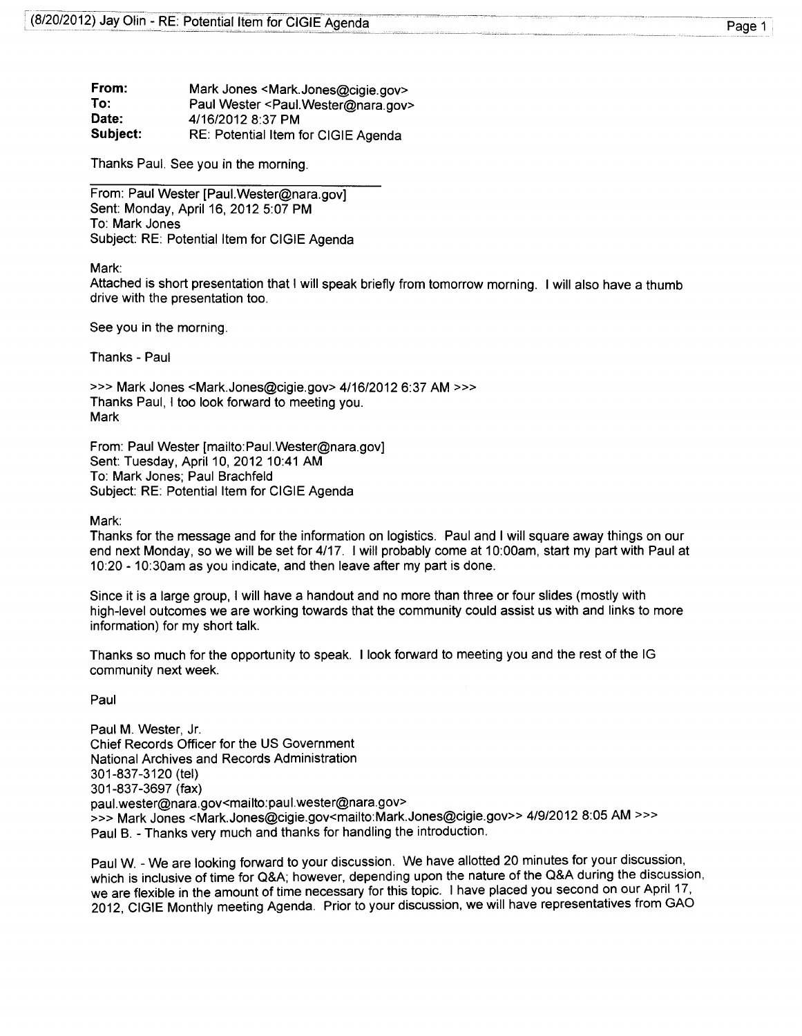**From:** Mark Jones <Mark.Jones@cigie.gov>
**To:** Paul Wester <Paul.Wester@nara.gov>
**Date:** 4/16/2012 8:37 PM
**Subject:** RE: Potential Item for CIGIE Agenda

Thanks Paul. See you in the morning.

---

From: Paul Wester [Paul.Wester@nara.gov]
Sent: Monday, April 16, 2012 5:07 PM
To: Mark Jones
Subject: RE: Potential Item for CIGIE Agenda

Mark:
Attached is short presentation that I will speak briefly from tomorrow morning. I will also have a thumb drive with the presentation too.

See you in the morning.

Thanks - Paul

>>> Mark Jones <Mark.Jones@cigie.gov> 4/16/2012 6:37 AM >>>
Thanks Paul, I too look forward to meeting you.
Mark

From: Paul Wester [mailto:Paul.Wester@nara.gov]
Sent: Tuesday, April 10, 2012 10:41 AM
To: Mark Jones; Paul Brachfeld
Subject: RE: Potential Item for CIGIE Agenda

Mark:
Thanks for the message and for the information on logistics. Paul and I will square away things on our end next Monday, so we will be set for 4/17. I will probably come at 10:00am, start my part with Paul at 10:20 - 10:30am as you indicate, and then leave after my part is done.

Since it is a large group, I will have a handout and no more than three or four slides (mostly with high-level outcomes we are working towards that the community could assist us with and links to more information) for my short talk.

Thanks so much for the opportunity to speak. I look forward to meeting you and the rest of the IG community next week.

Paul

Paul M. Wester, Jr.
Chief Records Officer for the US Government
National Archives and Records Administration
301-837-3120 (tel)
301-837-3697 (fax)
paul.wester@nara.gov<mailto:paul.wester@nara.gov>
>>> Mark Jones <Mark.Jones@cigie.gov<mailto:Mark.Jones@cigie.gov>> 4/9/2012 8:05 AM >>>
Paul B. - Thanks very much and thanks for handling the introduction.

Paul W. - We are looking forward to your discussion. We have allotted 20 minutes for your discussion, which is inclusive of time for Q&A; however, depending upon the nature of the Q&A during the discussion, we are flexible in the amount of time necessary for this topic. I have placed you second on our April 17, 2012, CIGIE Monthly meeting Agenda. Prior to your discussion, we will have representatives from GAO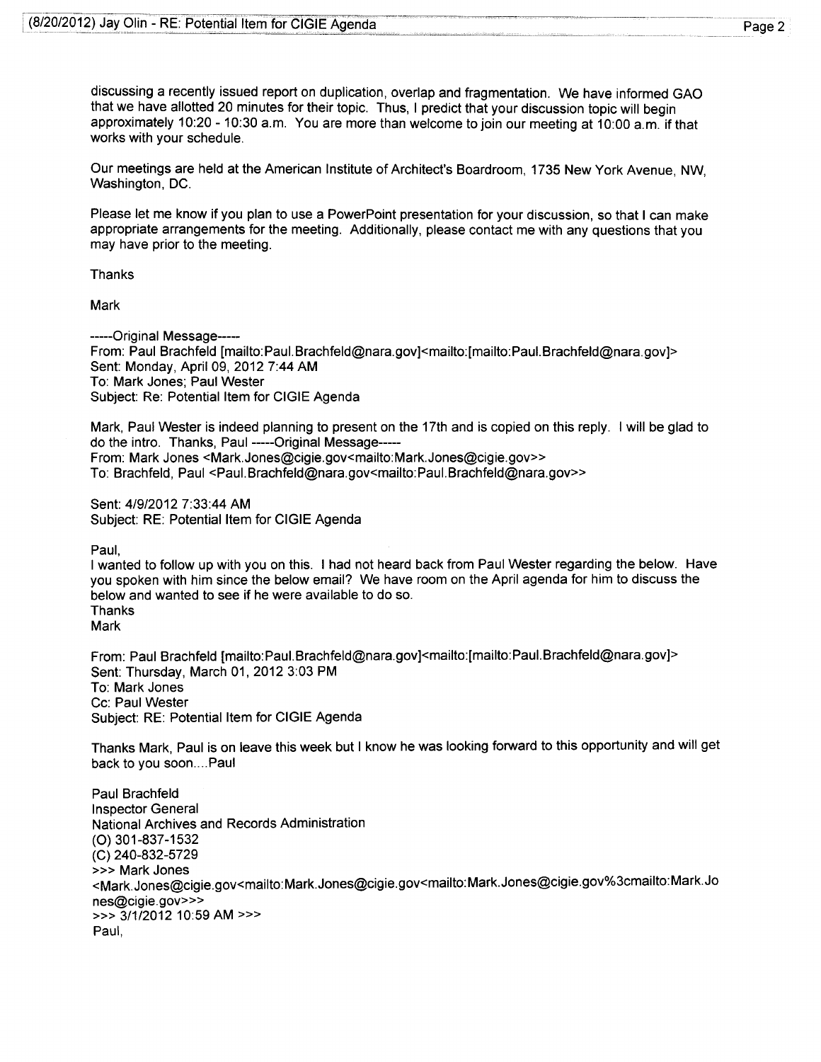discussing a recently issued report on duplication, overlap and fragmentation. We have informed GAO that we have allotted 20 minutes for their topic. Thus, I predict that your discussion topic will begin approximately 10:20 - 10:30 a.m. You are more than welcome to join our meeting at 10:00 a.m. if that works with your schedule.

Our meetings are held at the American Institute of Architect's Boardroom, 1735 New York Avenue, NW, Washington, DC.

Please let me know if you plan to use a PowerPoint presentation for your discussion, so that I can make appropriate arrangements for the meeting. Additionally, please contact me with any questions that you may have prior to the meeting.

Thanks

Mark

-----Original Message-----
From: Paul Brachfeld [mailto:Paul.Brachfeld@nara.gov]<mailto:[mailto:Paul.Brachfeld@nara.gov]>
Sent: Monday, April 09, 2012 7:44 AM
To: Mark Jones; Paul Wester
Subject: Re: Potential Item for CIGIE Agenda

Mark, Paul Wester is indeed planning to present on the 17th and is copied on this reply. I will be glad to do the intro. Thanks, Paul -----Original Message-----
From: Mark Jones <Mark.Jones@cigie.gov<mailto:Mark.Jones@cigie.gov>>
To: Brachfeld, Paul <Paul.Brachfeld@nara.gov<mailto:Paul.Brachfeld@nara.gov>>

Sent: 4/9/2012 7:33:44 AM
Subject: RE: Potential Item for CIGIE Agenda

Paul,
I wanted to follow up with you on this. I had not heard back from Paul Wester regarding the below. Have you spoken with him since the below email? We have room on the April agenda for him to discuss the below and wanted to see if he were available to do so.
Thanks
Mark

From: Paul Brachfeld [mailto:Paul.Brachfeld@nara.gov]<mailto:[mailto:Paul.Brachfeld@nara.gov]>
Sent: Thursday, March 01, 2012 3:03 PM
To: Mark Jones
Cc: Paul Wester
Subject: RE: Potential Item for CIGIE Agenda

Thanks Mark, Paul is on leave this week but I know he was looking forward to this opportunity and will get back to you soon....Paul

Paul Brachfeld
Inspector General
National Archives and Records Administration
(O) 301-837-1532
(C) 240-832-5729
>>> Mark Jones
<Mark.Jones@cigie.gov<mailto:Mark.Jones@cigie.gov<mailto:Mark.Jones@cigie.gov%3cmailto:Mark.Jones@cigie.gov>>>
>>> 3/1/2012 10:59 AM >>>
Paul,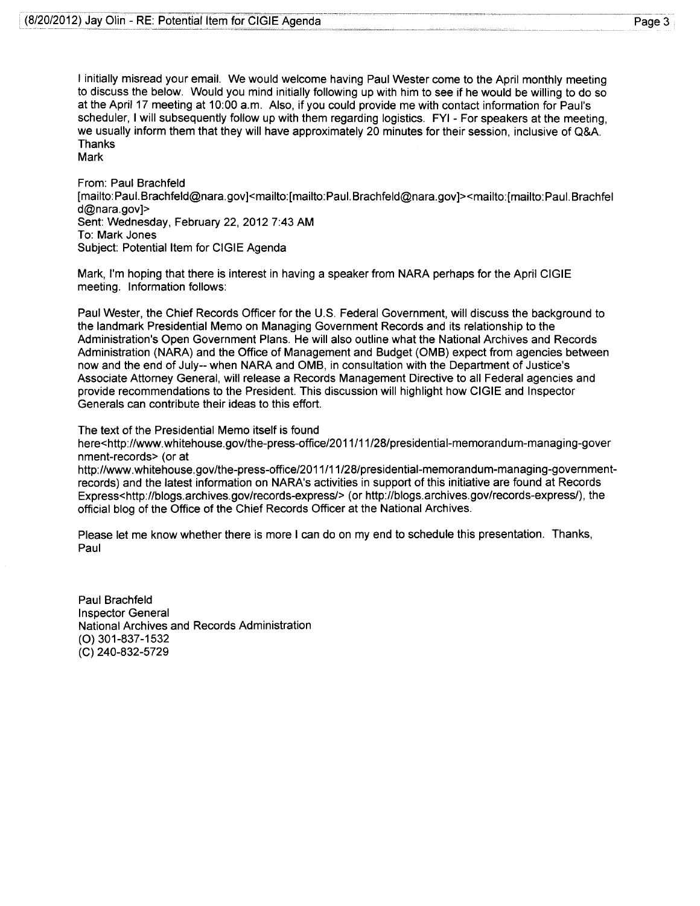I initially misread your email. We would welcome having Paul Wester come to the April monthly meeting to discuss the below. Would you mind initially following up with him to see if he would be willing to do so at the April 17 meeting at 10:00 a.m. Also, if you could provide me with contact information for Paul's scheduler, I will subsequently follow up with them regarding logistics. FYI - For speakers at the meeting, we usually inform them that they will have approximately 20 minutes for their session, inclusive of Q&A.
Thanks
Mark

From: Paul Brachfeld
[mailto:Paul.Brachfeld@nara.gov]<mailto:[mailto:Paul.Brachfeld@nara.gov]><mailto:[mailto:Paul.Brachfeld@nara.gov]>
Sent: Wednesday, February 22, 2012 7:43 AM
To: Mark Jones
Subject: Potential Item for CIGIE Agenda

Mark, I'm hoping that there is interest in having a speaker from NARA perhaps for the April CIGIE meeting. Information follows:

Paul Wester, the Chief Records Officer for the U.S. Federal Government, will discuss the background to the landmark Presidential Memo on Managing Government Records and its relationship to the Administration's Open Government Plans. He will also outline what the National Archives and Records Administration (NARA) and the Office of Management and Budget (OMB) expect from agencies between now and the end of July-- when NARA and OMB, in consultation with the Department of Justice's Associate Attorney General, will release a Records Management Directive to all Federal agencies and provide recommendations to the President. This discussion will highlight how CIGIE and Inspector Generals can contribute their ideas to this effort.

The text of the Presidential Memo itself is found here<http://www.whitehouse.gov/the-press-office/2011/11/28/presidential-memorandum-managing-government-records> (or at http://www.whitehouse.gov/the-press-office/2011/11/28/presidential-memorandum-managing-government-records) and the latest information on NARA's activities in support of this initiative are found at Records Express<http://blogs.archives.gov/records-express/> (or http://blogs.archives.gov/records-express/), the official blog of the Office of the Chief Records Officer at the National Archives.

Please let me know whether there is more I can do on my end to schedule this presentation. Thanks,
Paul

Paul Brachfeld
Inspector General
National Archives and Records Administration
(O) 301-837-1532
(C) 240-832-5729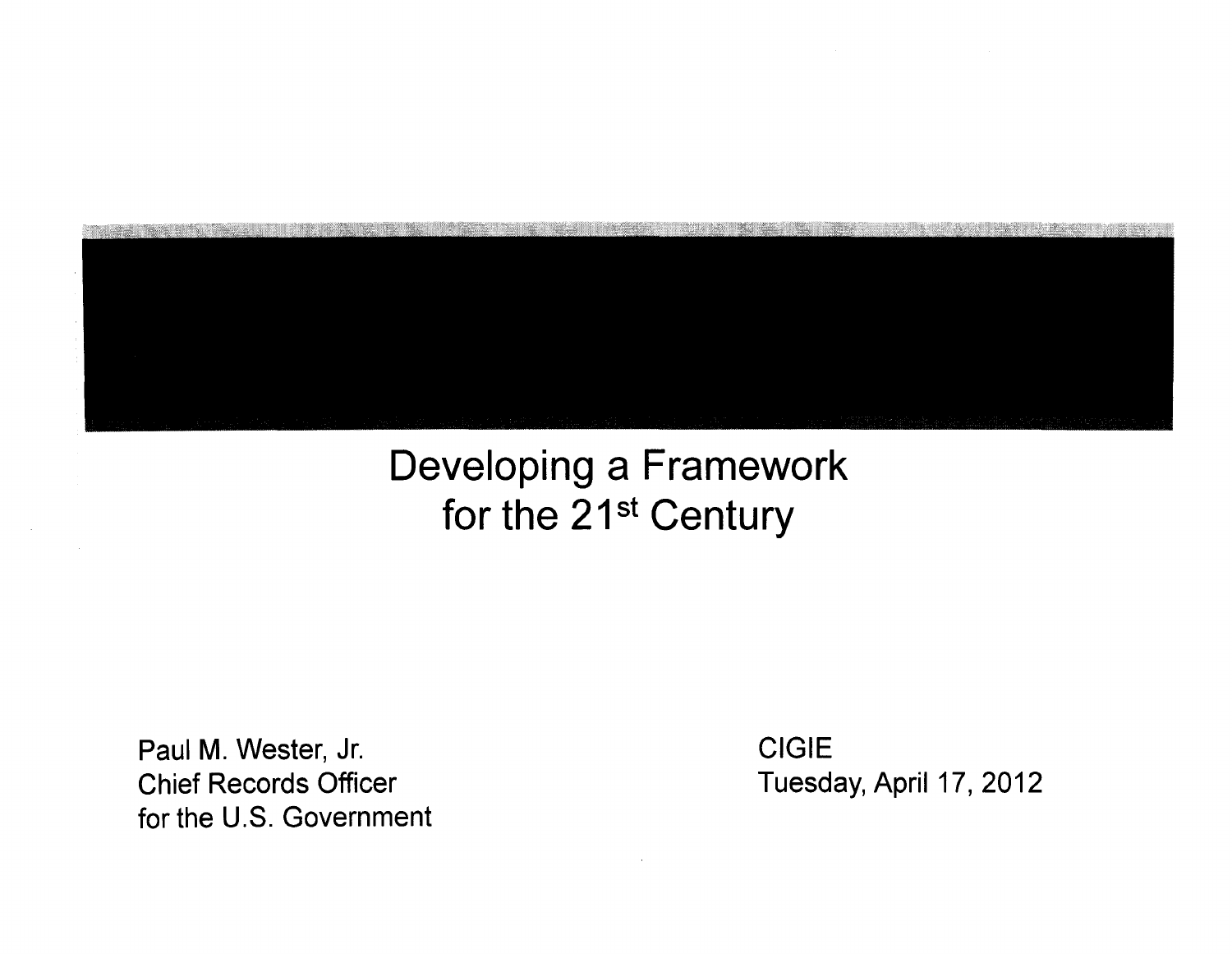# Developing a Framework for the 21[st] Century

Paul M. Wester, Jr.
Chief Records Officer
for the U.S. Government

CIGIE
Tuesday, April 17, 2012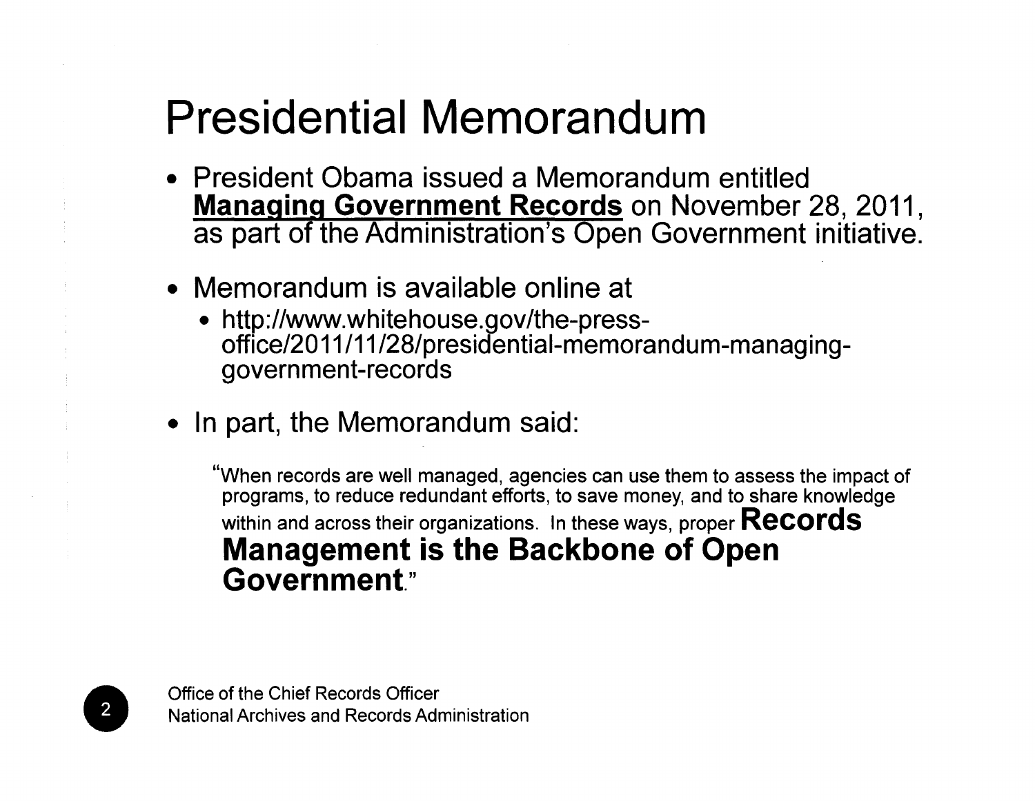# Presidential Memorandum

- President Obama issued a Memorandum entitled **Managing Government Records** on November 28, 2011, as part of the Administration's Open Government initiative.
- Memorandum is available online at
  - http://www.whitehouse.gov/the-press-office/2011/11/28/presidential-memorandum-managing-government-records
- In part, the Memorandum said:

  "When records are well managed, agencies can use them to assess the impact of programs, to reduce redundant efforts, to save money, and to share knowledge within and across their organizations. In these ways, proper **Records Management is the Backbone of Open Government**."

Office of the Chief Records Officer
National Archives and Records Administration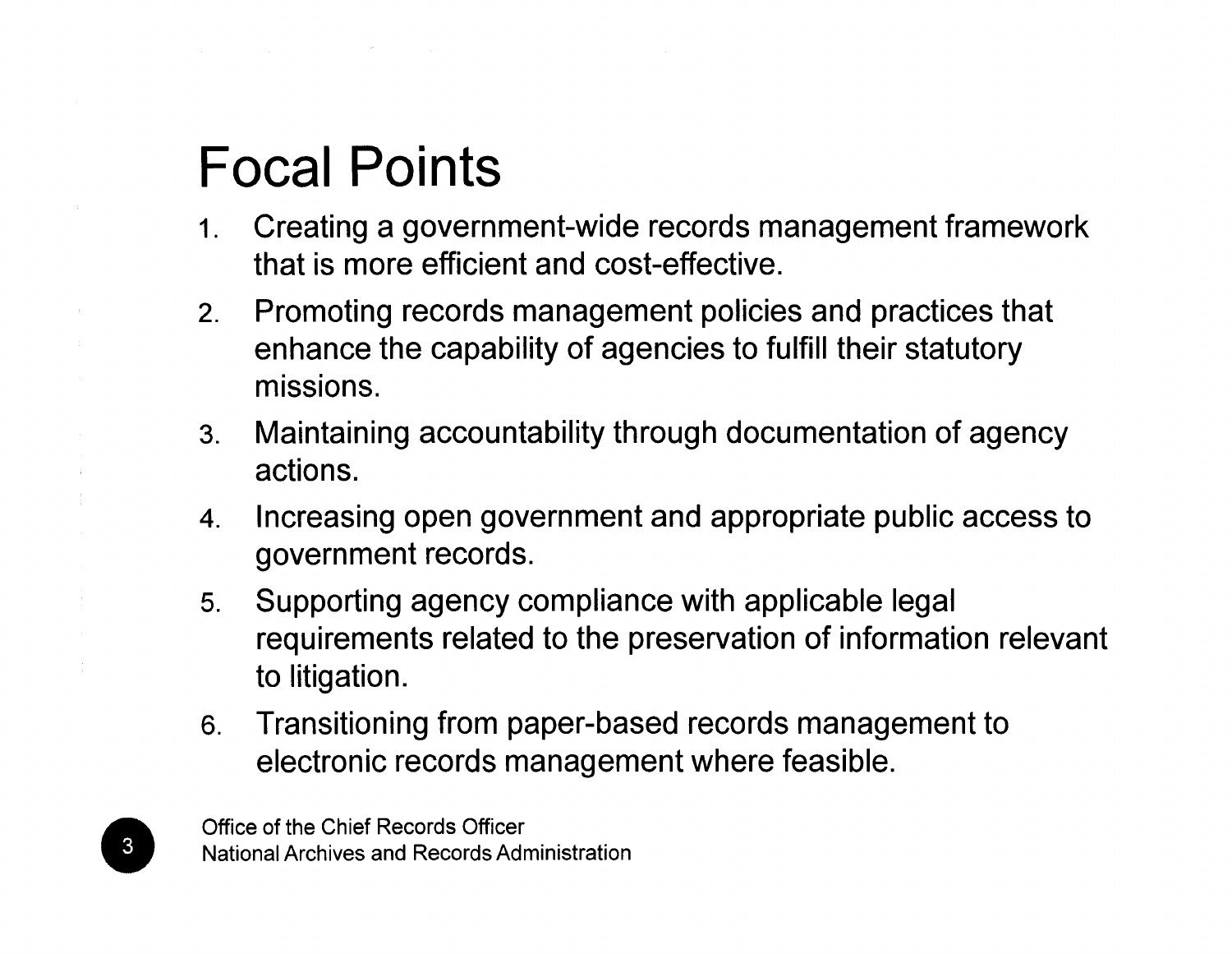# Focal Points

1. Creating a government-wide records management framework that is more efficient and cost-effective.
2. Promoting records management policies and practices that enhance the capability of agencies to fulfill their statutory missions.
3. Maintaining accountability through documentation of agency actions.
4. Increasing open government and appropriate public access to government records.
5. Supporting agency compliance with applicable legal requirements related to the preservation of information relevant to litigation.
6. Transitioning from paper-based records management to electronic records management where feasible.

Office of the Chief Records Officer
National Archives and Records Administration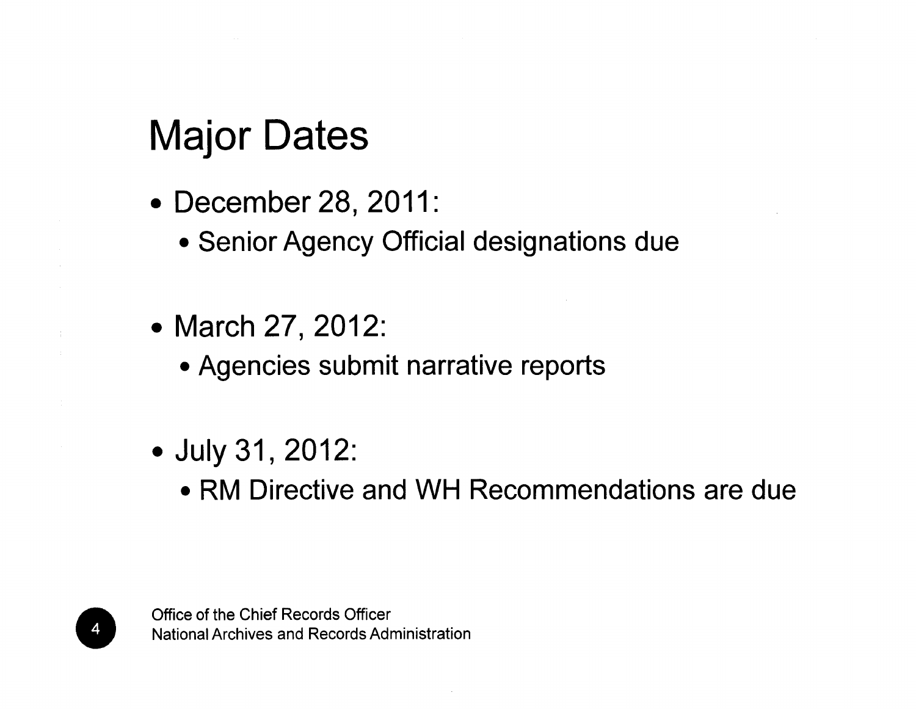# Major Dates

- December 28, 2011:
  - Senior Agency Official designations due
- March 27, 2012:
  - Agencies submit narrative reports
- July 31, 2012:
  - RM Directive and WH Recommendations are due

Office of the Chief Records Officer
National Archives and Records Administration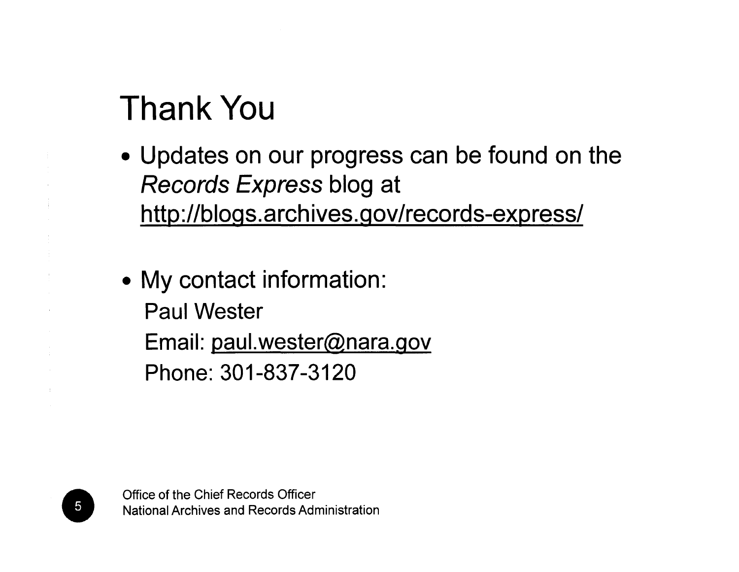# Thank You

- Updates on our progress can be found on the *Records Express* blog at http://blogs.archives.gov/records-express/

- My contact information:

  Paul Wester

  Email: paul.wester@nara.gov

  Phone: 301-837-3120

Office of the Chief Records Officer
National Archives and Records Administration